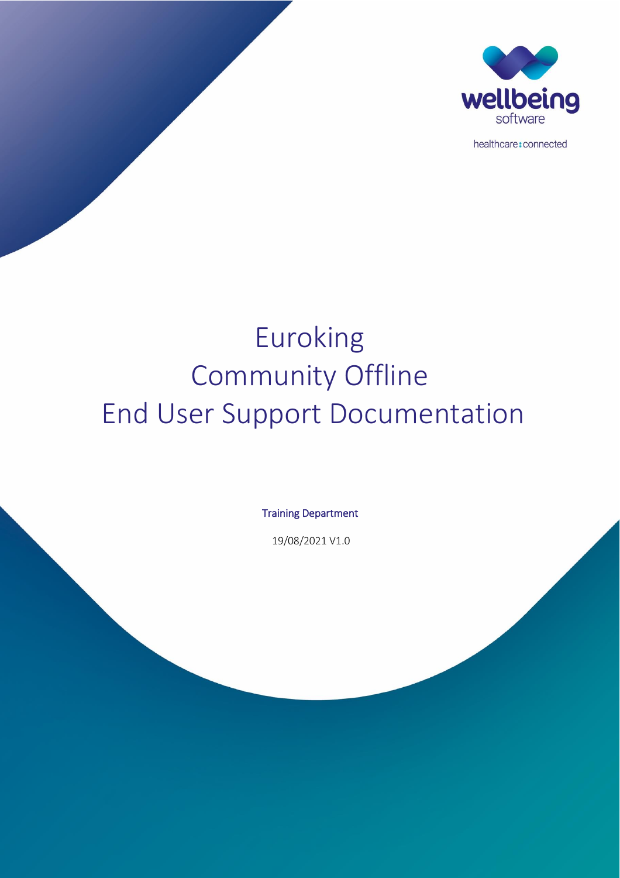wellbeing
software

healthcare:connected

# Euroking
# Community Offline
# End User Support Documentation

Training Department

19/08/2021 V1.0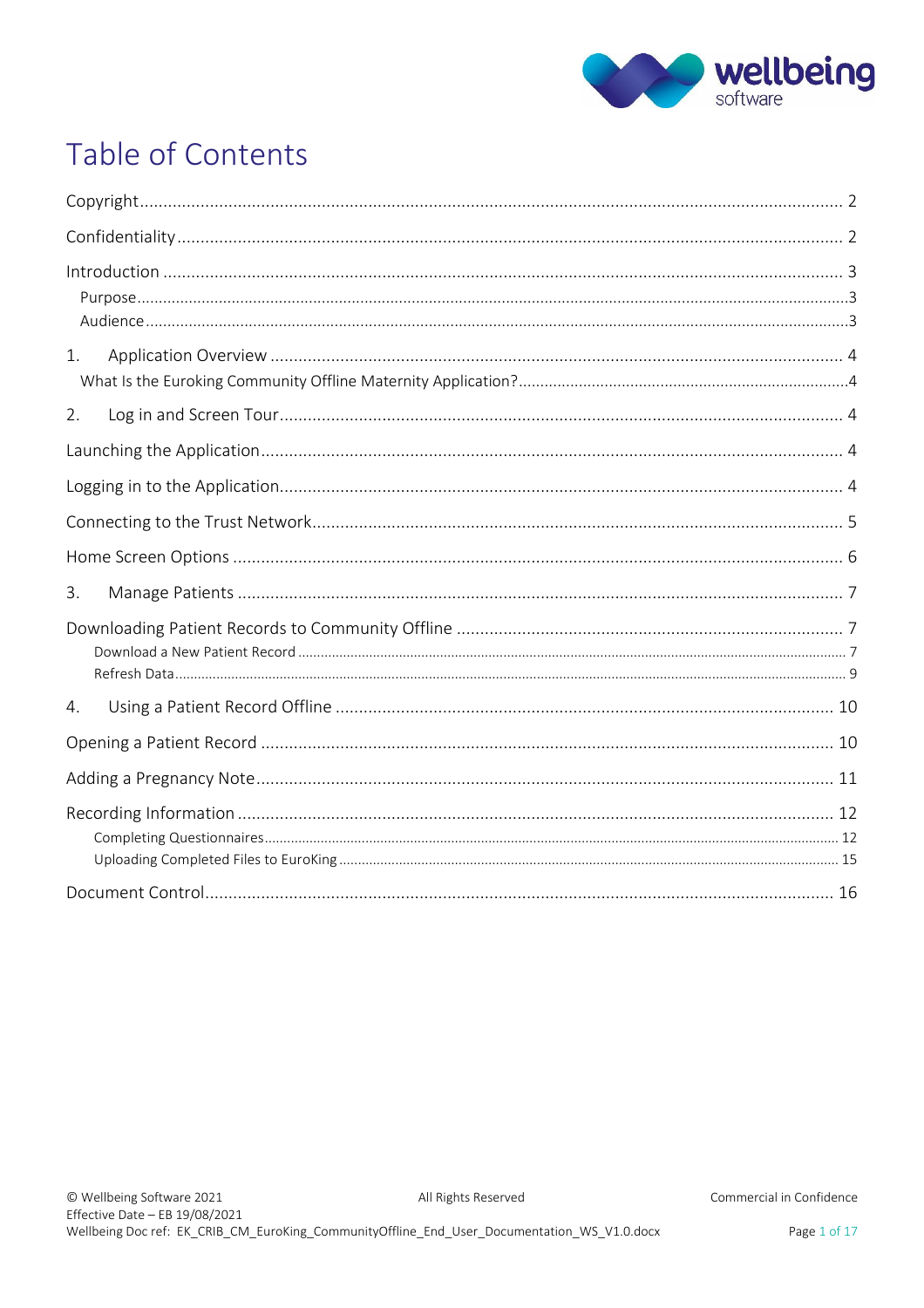# Table of Contents

Copyright ..... 2

Confidentiality ..... 2

Introduction ..... 3

- Purpose ..... 3
- Audience ..... 3

1. Application Overview ..... 4
   - What Is the Euroking Community Offline Maternity Application? ..... 4

2. Log in and Screen Tour ..... 4

Launching the Application ..... 4

Logging in to the Application ..... 4

Connecting to the Trust Network ..... 5

Home Screen Options ..... 6

3. Manage Patients ..... 7

Downloading Patient Records to Community Offline ..... 7

- Download a New Patient Record ..... 7
- Refresh Data ..... 9

4. Using a Patient Record Offline ..... 10

Opening a Patient Record ..... 10

Adding a Pregnancy Note ..... 11

Recording Information ..... 12

- Completing Questionnaires ..... 12
- Uploading Completed Files to EuroKing ..... 15

Document Control ..... 16

© Wellbeing Software 2021 — All Rights Reserved — Commercial in Confidence

Effective Date – EB 19/08/2021

Wellbeing Doc ref: EK_CRIB_CM_EuroKing_CommunityOffline_End_User_Documentation_WS_V1.0.docx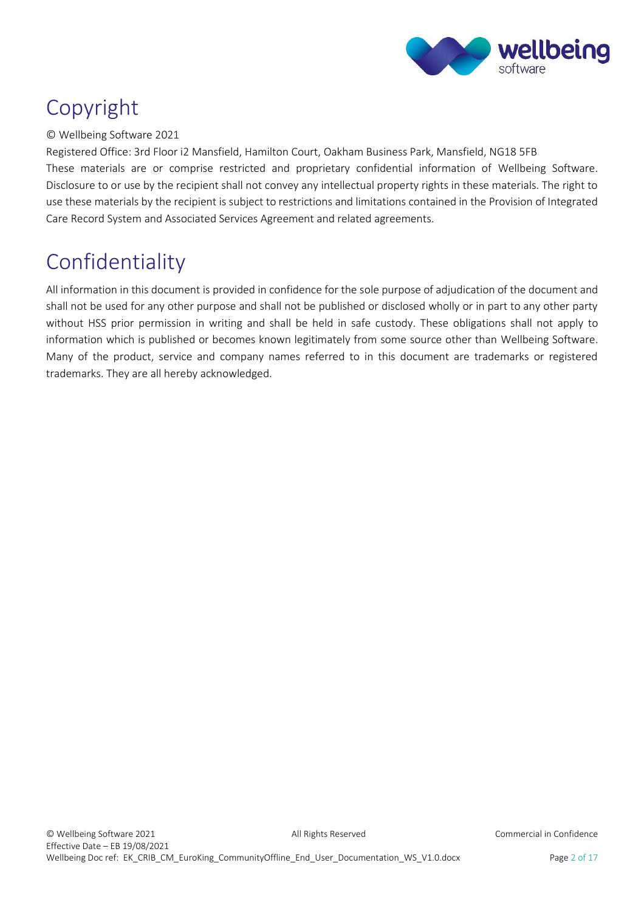# Copyright

© Wellbeing Software 2021

Registered Office: 3rd Floor i2 Mansfield, Hamilton Court, Oakham Business Park, Mansfield, NG18 5FB

These materials are or comprise restricted and proprietary confidential information of Wellbeing Software. Disclosure to or use by the recipient shall not convey any intellectual property rights in these materials. The right to use these materials by the recipient is subject to restrictions and limitations contained in the Provision of Integrated Care Record System and Associated Services Agreement and related agreements.

# Confidentiality

All information in this document is provided in confidence for the sole purpose of adjudication of the document and shall not be used for any other purpose and shall not be published or disclosed wholly or in part to any other party without HSS prior permission in writing and shall be held in safe custody. These obligations shall not apply to information which is published or becomes known legitimately from some source other than Wellbeing Software. Many of the product, service and company names referred to in this document are trademarks or registered trademarks. They are all hereby acknowledged.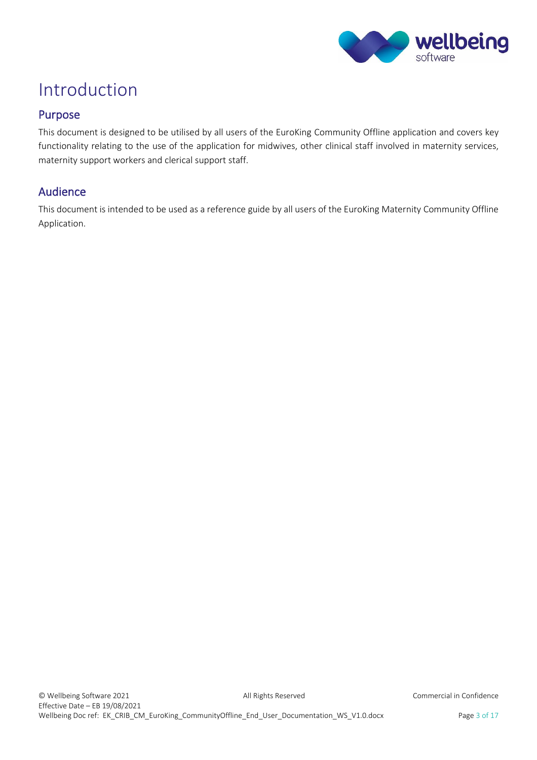# Introduction

## Purpose

This document is designed to be utilised by all users of the EuroKing Community Offline application and covers key functionality relating to the use of the application for midwives, other clinical staff involved in maternity services, maternity support workers and clerical support staff.

## Audience

This document is intended to be used as a reference guide by all users of the EuroKing Maternity Community Offline Application.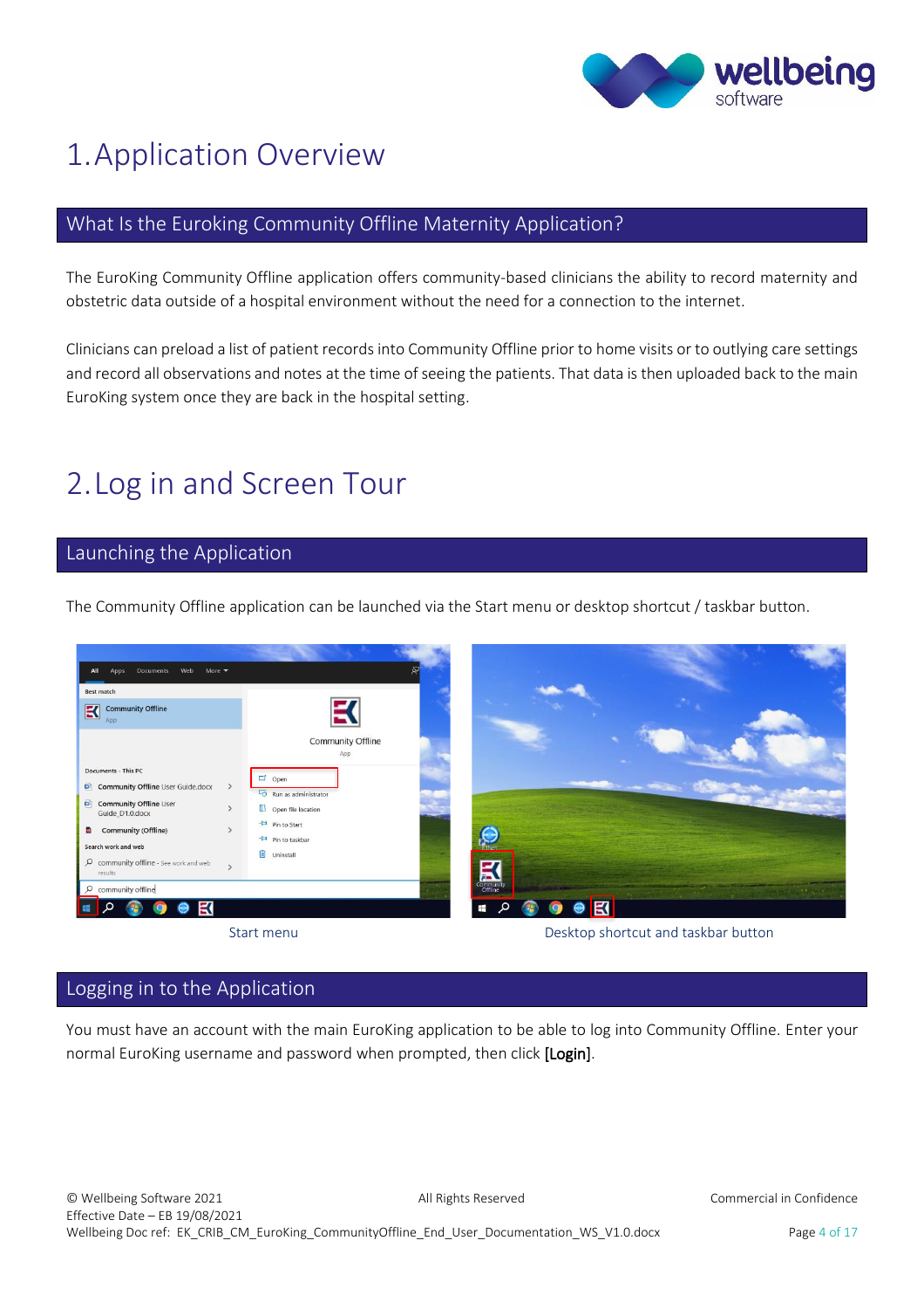# 1. Application Overview

## What Is the Euroking Community Offline Maternity Application?

The EuroKing Community Offline application offers community-based clinicians the ability to record maternity and obstetric data outside of a hospital environment without the need for a connection to the internet.

Clinicians can preload a list of patient records into Community Offline prior to home visits or to outlying care settings and record all observations and notes at the time of seeing the patients. That data is then uploaded back to the main EuroKing system once they are back in the hospital setting.

# 2. Log in and Screen Tour

## Launching the Application

The Community Offline application can be launched via the Start menu or desktop shortcut / taskbar button.

Start menu

Desktop shortcut and taskbar button

## Logging in to the Application

You must have an account with the main EuroKing application to be able to log into Community Offline. Enter your normal EuroKing username and password when prompted, then click **[Login]**.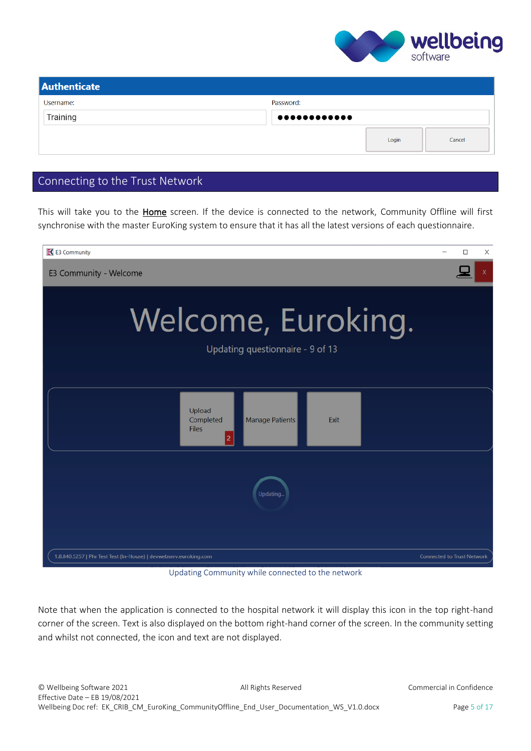## Connecting to the Trust Network

This will take you to the **Home** screen. If the device is connected to the network, Community Offline will first synchronise with the master EuroKing system to ensure that it has all the latest versions of each questionnaire.

Updating Community while connected to the network

Note that when the application is connected to the hospital network it will display this icon in the top right-hand corner of the screen. Text is also displayed on the bottom right-hand corner of the screen. In the community setting and whilst not connected, the icon and text are not displayed.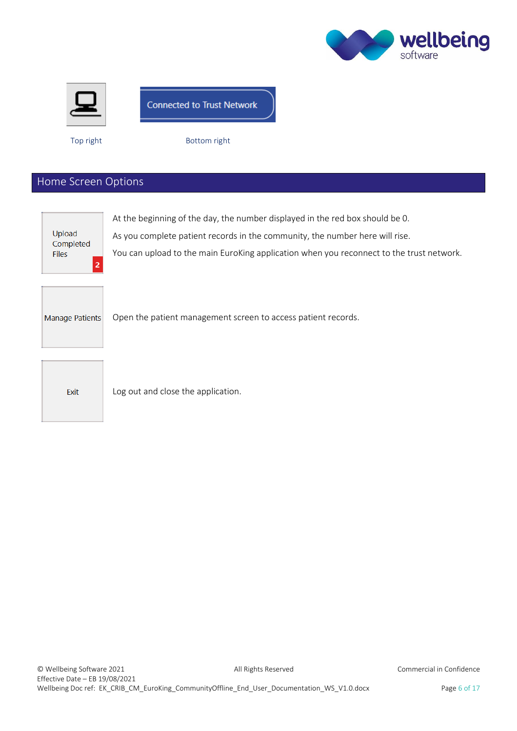Connected to Trust Network

Top right

Bottom right

## Home Screen Options

| | |
|---|---|
| Upload Completed Files 2 | At the beginning of the day, the number displayed in the red box should be 0. As you complete patient records in the community, the number here will rise. You can upload to the main EuroKing application when you reconnect to the trust network. |
| Manage Patients | Open the patient management screen to access patient records. |
| Exit | Log out and close the application. |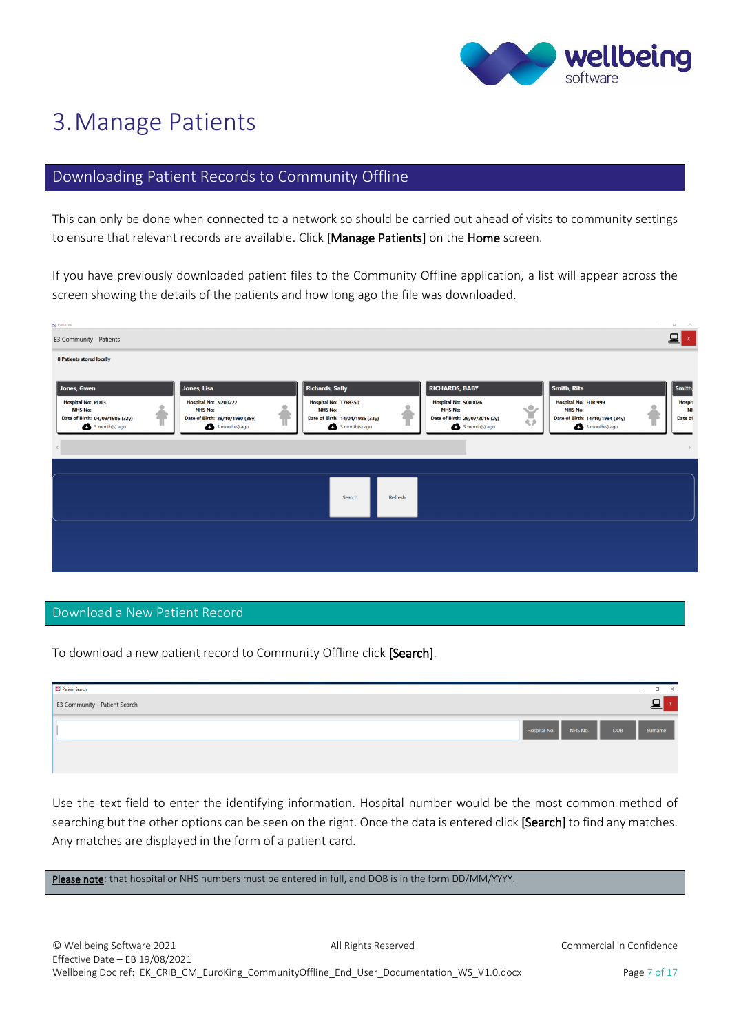# 3. Manage Patients

## Downloading Patient Records to Community Offline

This can only be done when connected to a network so should be carried out ahead of visits to community settings to ensure that relevant records are available. Click **[Manage Patients]** on the Home screen.

If you have previously downloaded patient files to the Community Offline application, a list will appear across the screen showing the details of the patients and how long ago the file was downloaded.

## Download a New Patient Record

To download a new patient record to Community Offline click **[Search]**.

Use the text field to enter the identifying information. Hospital number would be the most common method of searching but the other options can be seen on the right. Once the data is entered click **[Search]** to find any matches. Any matches are displayed in the form of a patient card.

Please note: that hospital or NHS numbers must be entered in full, and DOB is in the form DD/MM/YYYY.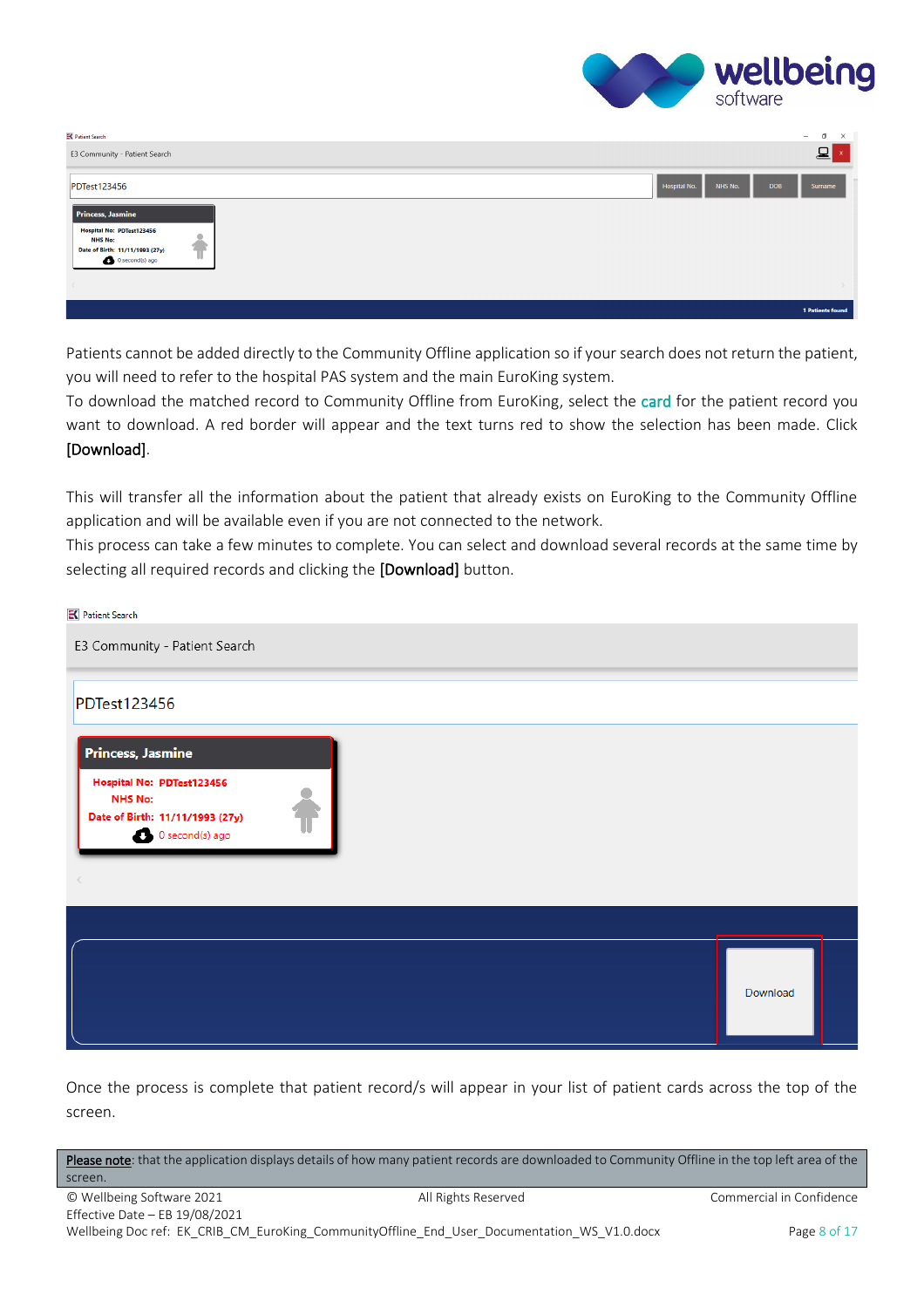Patients cannot be added directly to the Community Offline application so if your search does not return the patient, you will need to refer to the hospital PAS system and the main EuroKing system.

To download the matched record to Community Offline from EuroKing, select the card for the patient record you want to download. A red border will appear and the text turns red to show the selection has been made. Click **[Download]**.

This will transfer all the information about the patient that already exists on EuroKing to the Community Offline application and will be available even if you are not connected to the network.

This process can take a few minutes to complete. You can select and download several records at the same time by selecting all required records and clicking the **[Download]** button.

Once the process is complete that patient record/s will appear in your list of patient cards across the top of the screen.

**Please note**: that the application displays details of how many patient records are downloaded to Community Offline in the top left area of the screen.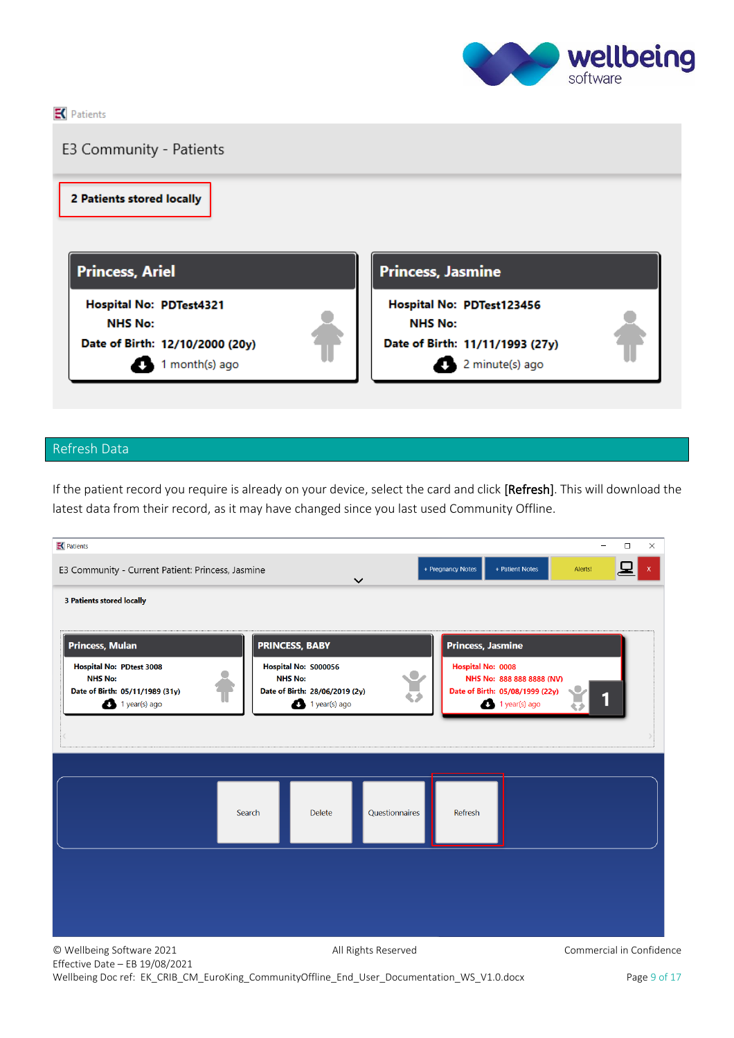## Refresh Data

If the patient record you require is already on your device, select the card and click **[Refresh]**. This will download the latest data from their record, as it may have changed since you last used Community Offline.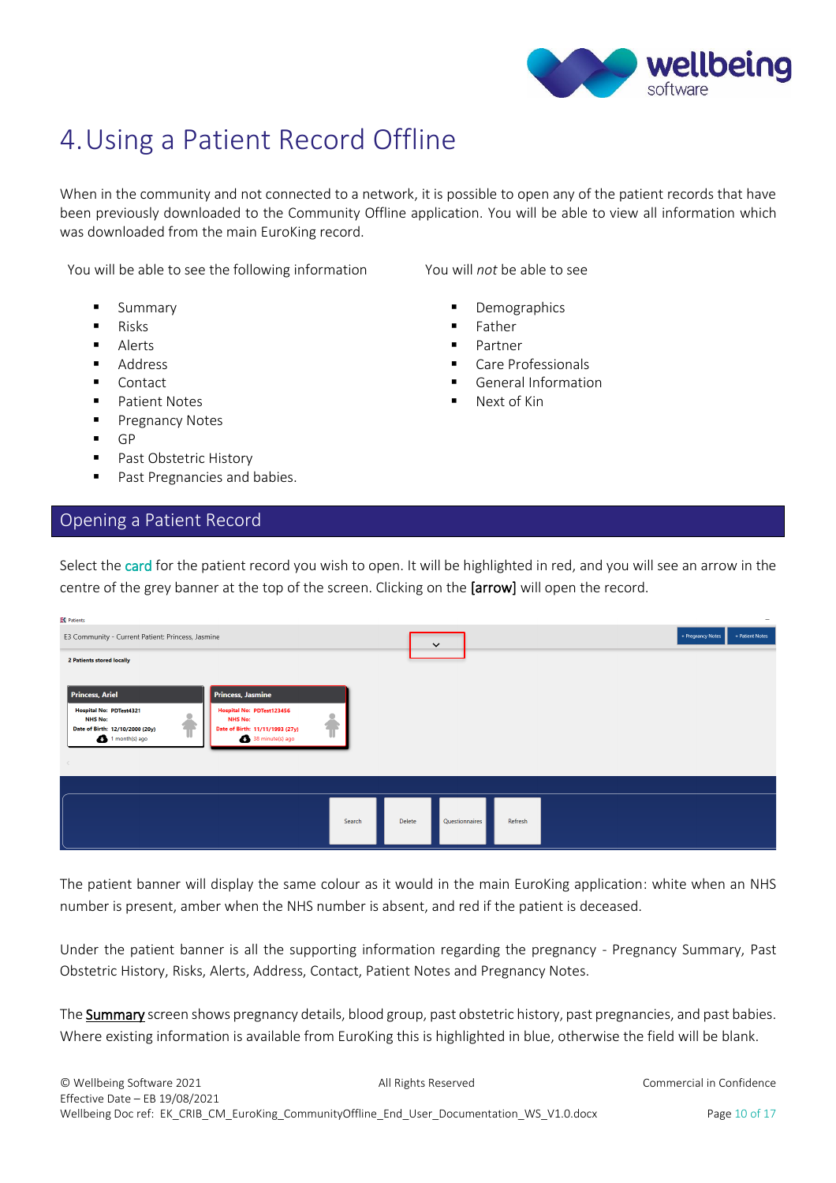# 4. Using a Patient Record Offline

When in the community and not connected to a network, it is possible to open any of the patient records that have been previously downloaded to the Community Offline application. You will be able to view all information which was downloaded from the main EuroKing record.

You will be able to see the following information

- Summary
- Risks
- Alerts
- Address
- Contact
- Patient Notes
- Pregnancy Notes
- GP
- Past Obstetric History
- Past Pregnancies and babies.

You will *not* be able to see

- Demographics
- Father
- Partner
- Care Professionals
- General Information
- Next of Kin

## Opening a Patient Record

Select the card for the patient record you wish to open. It will be highlighted in red, and you will see an arrow in the centre of the grey banner at the top of the screen. Clicking on the **[arrow]** will open the record.

The patient banner will display the same colour as it would in the main EuroKing application: white when an NHS number is present, amber when the NHS number is absent, and red if the patient is deceased.

Under the patient banner is all the supporting information regarding the pregnancy - Pregnancy Summary, Past Obstetric History, Risks, Alerts, Address, Contact, Patient Notes and Pregnancy Notes.

The **Summary** screen shows pregnancy details, blood group, past obstetric history, past pregnancies, and past babies. Where existing information is available from EuroKing this is highlighted in blue, otherwise the field will be blank.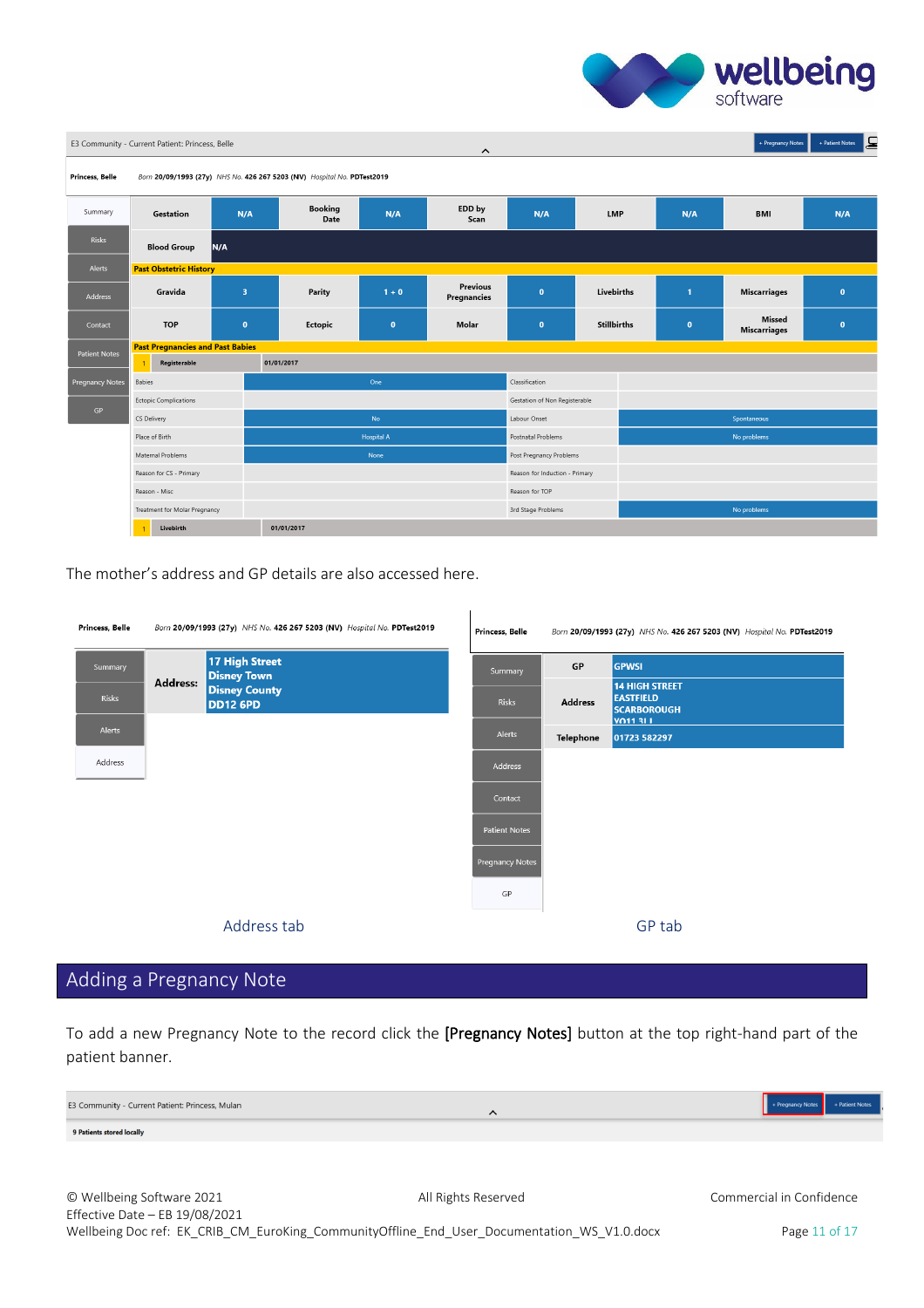E3 Community - Current Patient: Princess, Belle

**Princess, Belle** Born **20/09/1993 (27y)** NHS No. **426 267 5203 (NV)** Hospital No. **PDTest2019**

| Gestation | N/A | Booking Date | N/A | EDD by Scan | N/A | LMP | N/A | BMI | N/A |
|---|---|---|---|---|---|---|---|---|---|
| Blood Group | N/A | | | | | | | | |

**Past Obstetric History**

| Gravida | 3 | Parity | 1 + 0 | Previous Pregnancies | 0 | Livebirths | 1 | Miscarriages | 0 |
|---|---|---|---|---|---|---|---|---|---|
| TOP | 0 | Ectopic | 0 | Molar | 0 | Stillbirths | 0 | Missed Miscarriages | 0 |

**Past Pregnancies and Past Babies**

1 Registerable 01/01/2017

| | | | |
|---|---|---|---|
| Babies | One | Classification | |
| Ectopic Complications | | Gestation of Non Registerable | |
| CS Delivery | No | Labour Onset | Spontaneous |
| Place of Birth | Hospital A | Postnatal Problems | No problems |
| Maternal Problems | None | Post Pregnancy Problems | |
| Reason for CS - Primary | | Reason for Induction - Primary | |
| Reason - Misc | | Reason for TOP | |
| Treatment for Molar Pregnancy | | 3rd Stage Problems | No problems |

1 Livebirth 01/01/2017

The mother's address and GP details are also accessed here.

**Princess, Belle** Born **20/09/1993 (27y)** NHS No. **426 267 5203 (NV)** Hospital No. **PDTest2019**

| Address: | 17 High Street<br>Disney Town<br>Disney County<br>DD12 6PD |
|---|---|

Address tab

**Princess, Belle** Born **20/09/1993 (27y)** NHS No. **426 267 5203 (NV)** Hospital No. **PDTest2019**

| GP | GPWSI |
|---|---|
| Address | 14 HIGH STREET<br>EASTFIELD<br>SCARBOROUGH<br>YO11 3LL |
| Telephone | 01723 582297 |

GP tab

## Adding a Pregnancy Note

To add a new Pregnancy Note to the record click the **[Pregnancy Notes]** button at the top right-hand part of the patient banner.

E3 Community - Current Patient: Princess, Mulan

**9 Patients stored locally**

+ Pregnancy Notes | + Patient Notes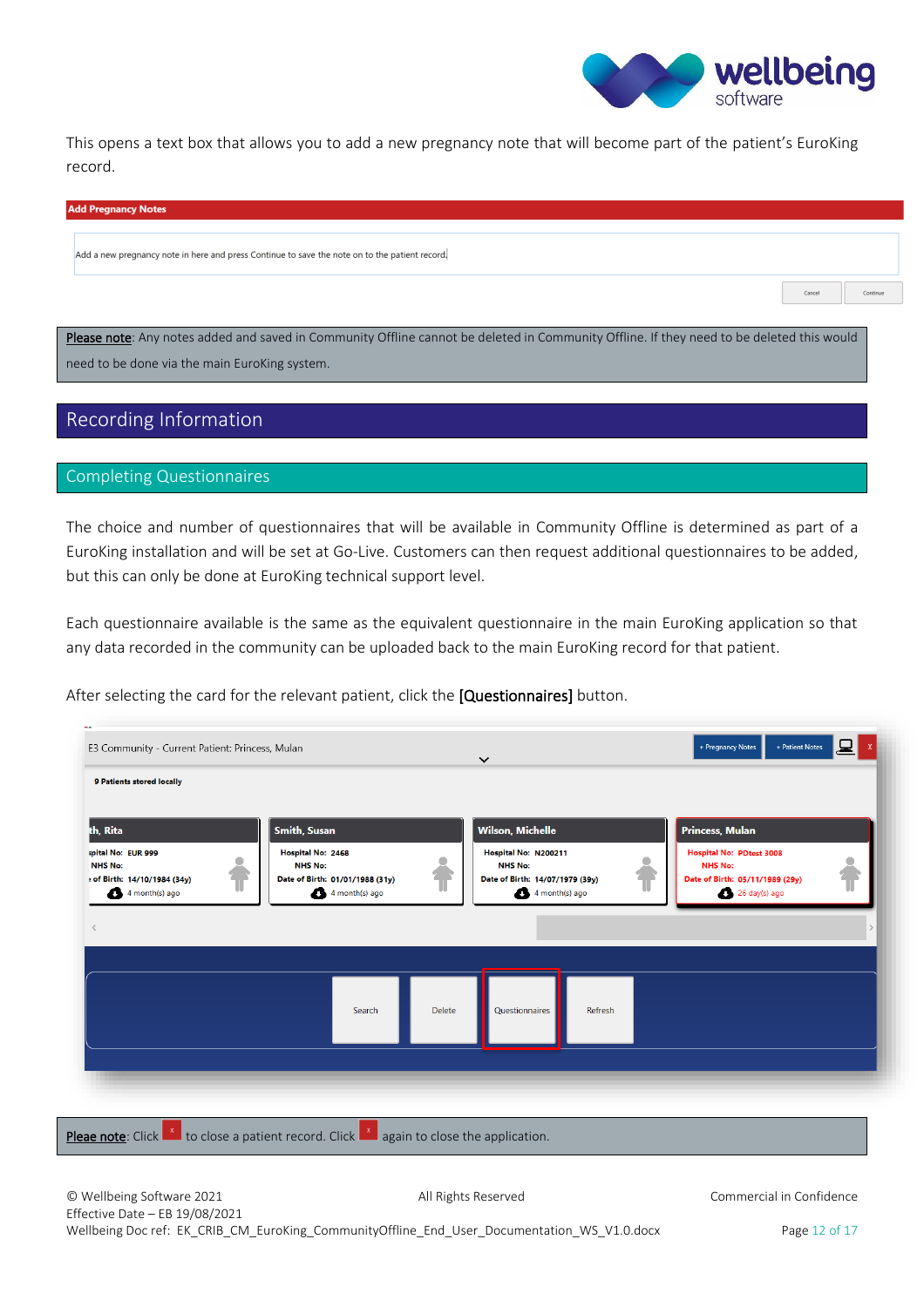This opens a text box that allows you to add a new pregnancy note that will become part of the patient's EuroKing record.

Please note: Any notes added and saved in Community Offline cannot be deleted in Community Offline. If they need to be deleted this would need to be done via the main EuroKing system.

# Recording Information

## Completing Questionnaires

The choice and number of questionnaires that will be available in Community Offline is determined as part of a EuroKing installation and will be set at Go-Live. Customers can then request additional questionnaires to be added, but this can only be done at EuroKing technical support level.

Each questionnaire available is the same as the equivalent questionnaire in the main EuroKing application so that any data recorded in the community can be uploaded back to the main EuroKing record for that patient.

After selecting the card for the relevant patient, click the **[Questionnaires]** button.

Pleae note: Click x to close a patient record. Click x again to close the application.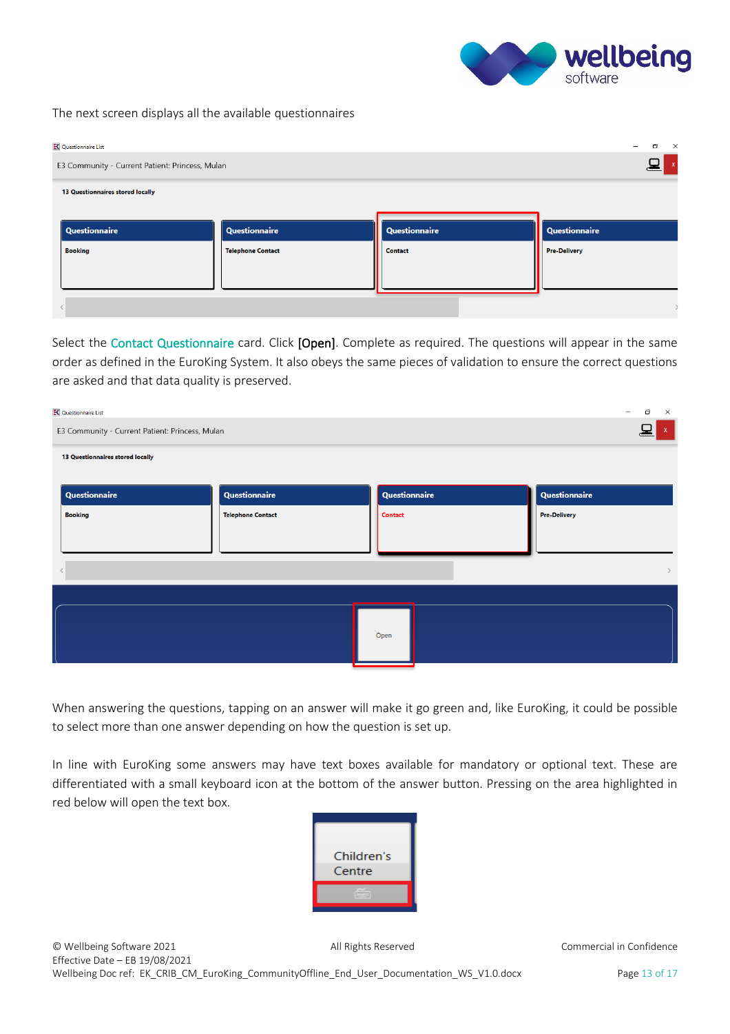The next screen displays all the available questionnaires

Select the Contact Questionnaire card. Click [Open]. Complete as required. The questions will appear in the same order as defined in the EuroKing System. It also obeys the same pieces of validation to ensure the correct questions are asked and that data quality is preserved.

When answering the questions, tapping on an answer will make it go green and, like EuroKing, it could be possible to select more than one answer depending on how the question is set up.

In line with EuroKing some answers may have text boxes available for mandatory or optional text. These are differentiated with a small keyboard icon at the bottom of the answer button. Pressing on the area highlighted in red below will open the text box.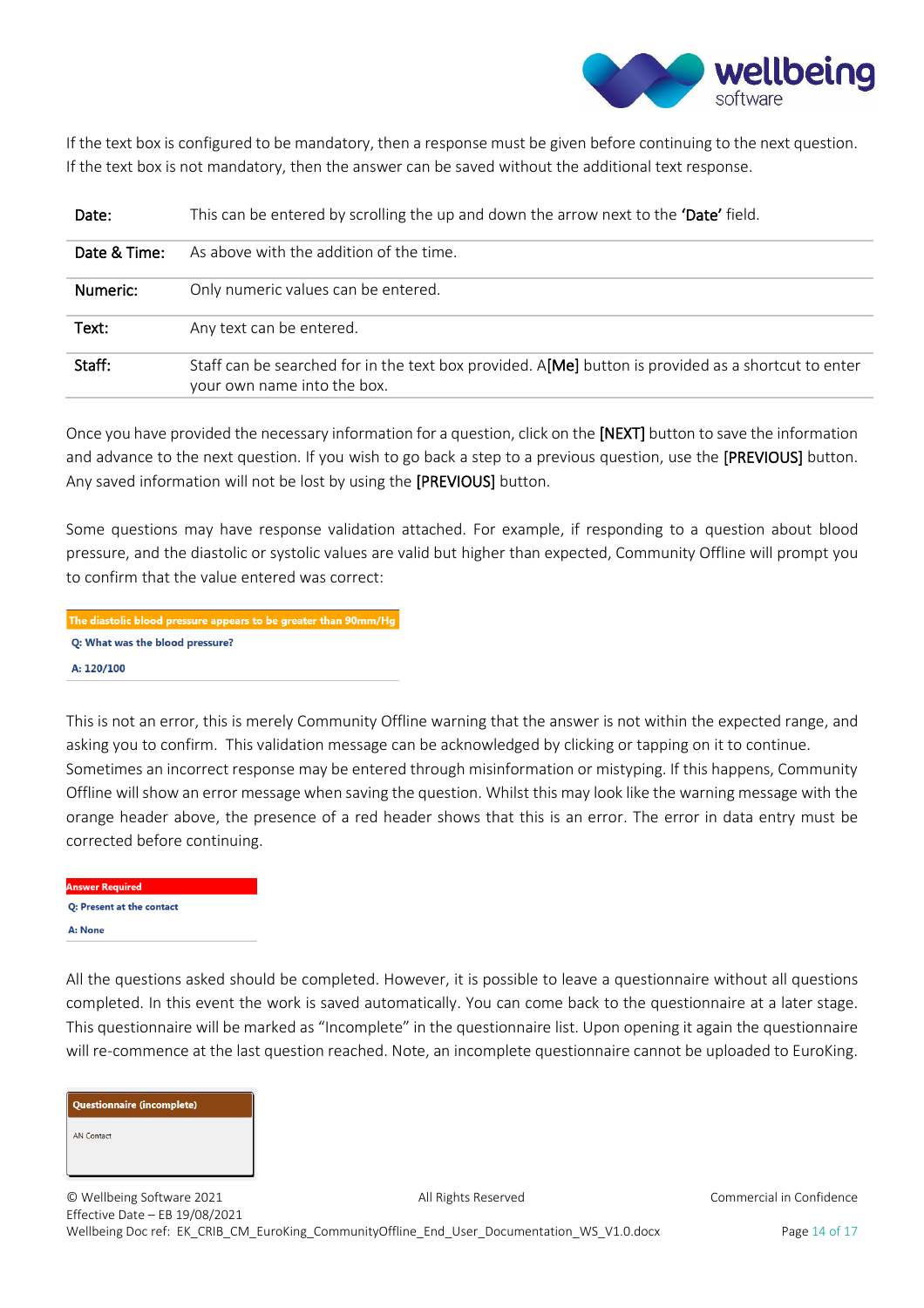If the text box is configured to be mandatory, then a response must be given before continuing to the next question. If the text box is not mandatory, then the answer can be saved without the additional text response.

| | |
|---|---|
| **Date:** | This can be entered by scrolling the up and down the arrow next to the **'Date'** field. |
| **Date & Time:** | As above with the addition of the time. |
| **Numeric:** | Only numeric values can be entered. |
| **Text:** | Any text can be entered. |
| **Staff:** | Staff can be searched for in the text box provided. A**[Me]** button is provided as a shortcut to enter your own name into the box. |

Once you have provided the necessary information for a question, click on the **[NEXT]** button to save the information and advance to the next question. If you wish to go back a step to a previous question, use the **[PREVIOUS]** button. Any saved information will not be lost by using the **[PREVIOUS]** button.

Some questions may have response validation attached. For example, if responding to a question about blood pressure, and the diastolic or systolic values are valid but higher than expected, Community Offline will prompt you to confirm that the value entered was correct:

**The diastolic blood pressure appears to be greater than 90mm/Hg**

**Q: What was the blood pressure?**

**A: 120/100**

This is not an error, this is merely Community Offline warning that the answer is not within the expected range, and asking you to confirm. This validation message can be acknowledged by clicking or tapping on it to continue. Sometimes an incorrect response may be entered through misinformation or mistyping. If this happens, Community Offline will show an error message when saving the question. Whilst this may look like the warning message with the orange header above, the presence of a red header shows that this is an error. The error in data entry must be corrected before continuing.

**Answer Required**

**Q: Present at the contact**

**A: None**

All the questions asked should be completed. However, it is possible to leave a questionnaire without all questions completed. In this event the work is saved automatically. You can come back to the questionnaire at a later stage. This questionnaire will be marked as "Incomplete" in the questionnaire list. Upon opening it again the questionnaire will re-commence at the last question reached. Note, an incomplete questionnaire cannot be uploaded to EuroKing.

**Questionnaire (incomplete)**

AN Contact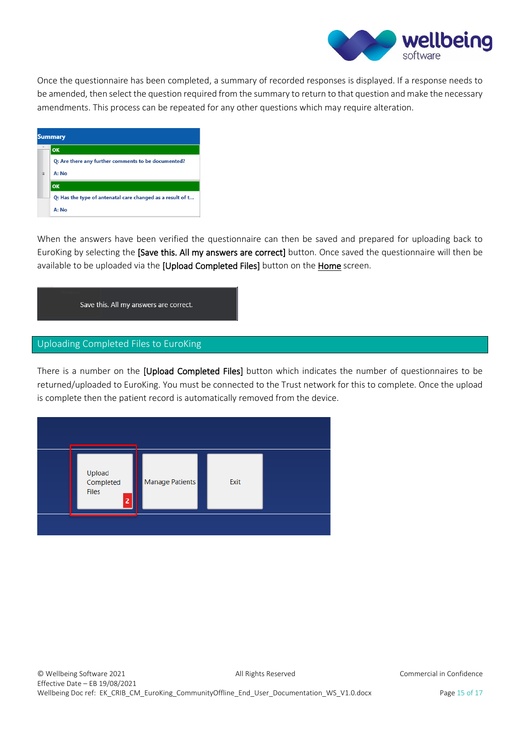Once the questionnaire has been completed, a summary of recorded responses is displayed. If a response needs to be amended, then select the question required from the summary to return to that question and make the necessary amendments. This process can be repeated for any other questions which may require alteration.

When the answers have been verified the questionnaire can then be saved and prepared for uploading back to EuroKing by selecting the **[Save this. All my answers are correct]** button. Once saved the questionnaire will then be available to be uploaded via the **[Upload Completed Files]** button on the Home screen.

## Uploading Completed Files to EuroKing

There is a number on the **[Upload Completed Files]** button which indicates the number of questionnaires to be returned/uploaded to EuroKing. You must be connected to the Trust network for this to complete. Once the upload is complete then the patient record is automatically removed from the device.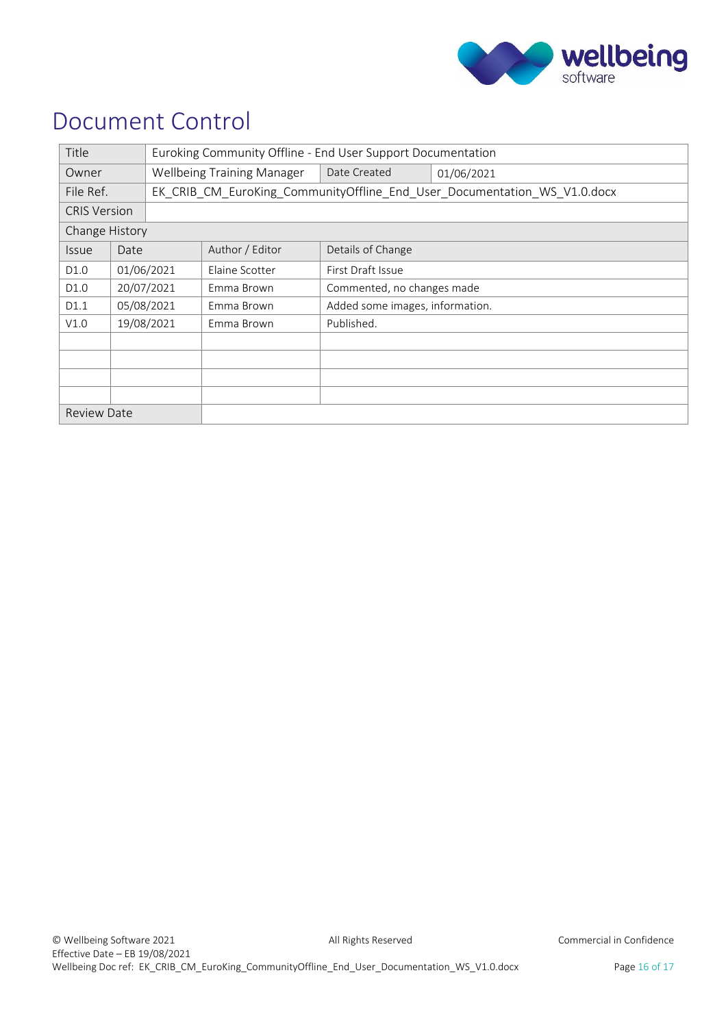# Document Control

| | | | |
|---|---|---|---|
| Title | Euroking Community Offline - End User Support Documentation | | |
| Owner | Wellbeing Training Manager | Date Created | 01/06/2021 |
| File Ref. | EK_CRIB_CM_EuroKing_CommunityOffline_End_User_Documentation_WS_V1.0.docx | | |
| CRIS Version | | | |
| Change History | | | |
| Issue | Date | Author / Editor | Details of Change |
| D1.0 | 01/06/2021 | Elaine Scotter | First Draft Issue |
| D1.0 | 20/07/2021 | Emma Brown | Commented, no changes made |
| D1.1 | 05/08/2021 | Emma Brown | Added some images, information. |
| V1.0 | 19/08/2021 | Emma Brown | Published. |
| | | | |
| | | | |
| | | | |
| | | | |
| Review Date | | | |